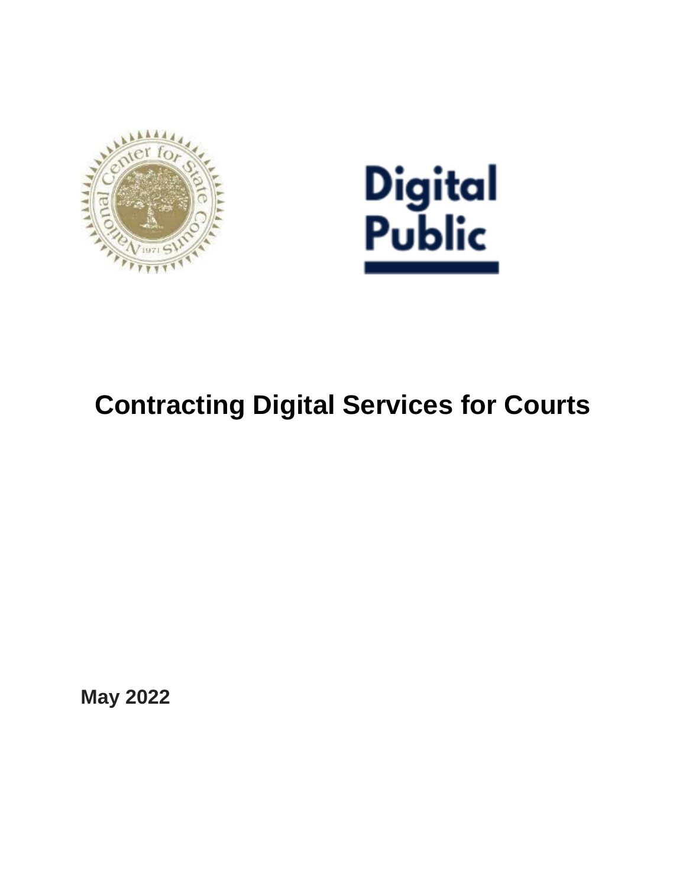# Contracting Digital Services for Courts

**May 2022**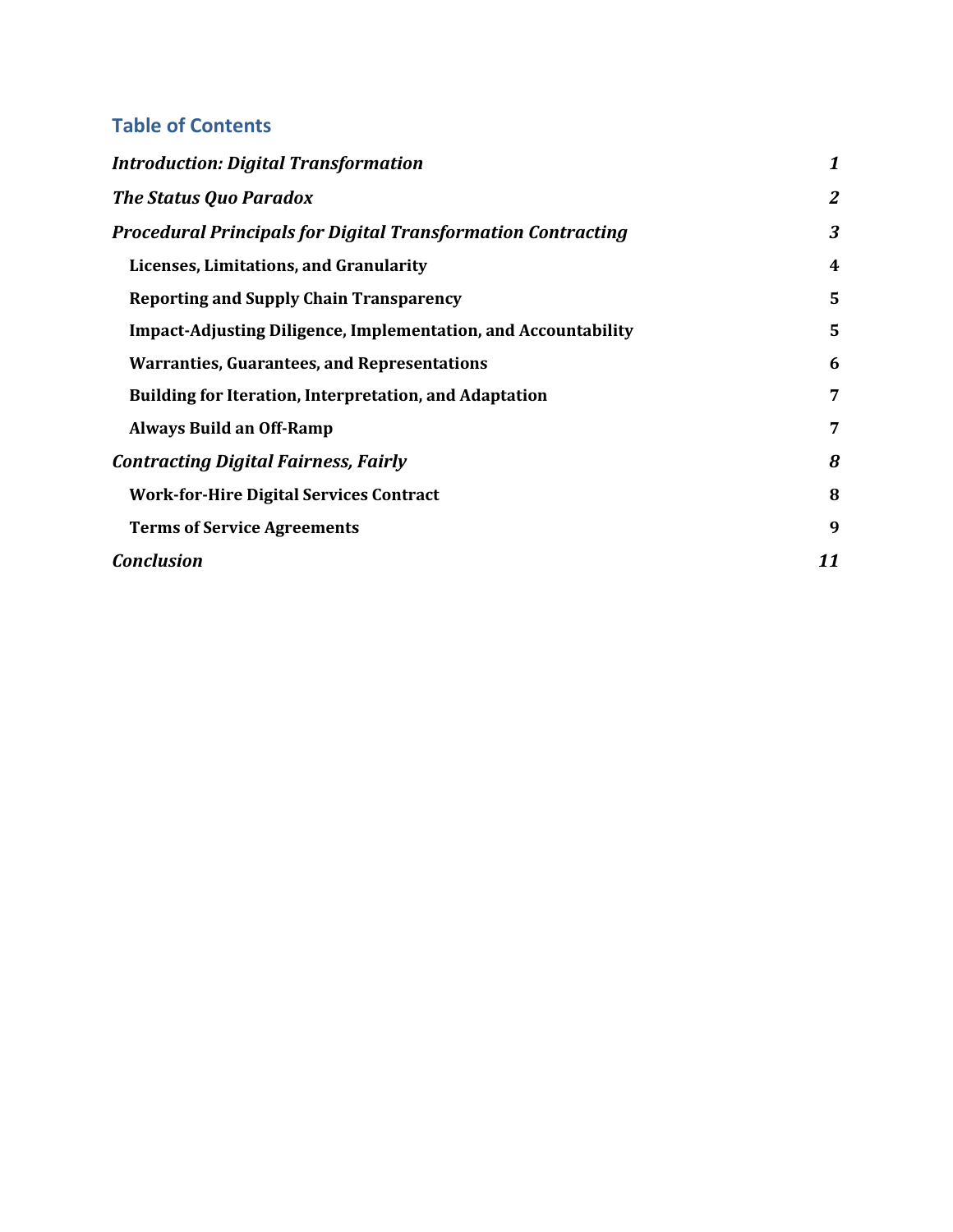## Table of Contents

| | |
|---|---|
| ***Introduction: Digital Transformation*** | ***1*** |
| ***The Status Quo Paradox*** | ***2*** |
| ***Procedural Principals for Digital Transformation Contracting*** | ***3*** |
| **Licenses, Limitations, and Granularity** | **4** |
| **Reporting and Supply Chain Transparency** | **5** |
| **Impact-Adjusting Diligence, Implementation, and Accountability** | **5** |
| **Warranties, Guarantees, and Representations** | **6** |
| **Building for Iteration, Interpretation, and Adaptation** | **7** |
| **Always Build an Off-Ramp** | **7** |
| ***Contracting Digital Fairness, Fairly*** | ***8*** |
| **Work-for-Hire Digital Services Contract** | **8** |
| **Terms of Service Agreements** | **9** |
| ***Conclusion*** | ***11*** |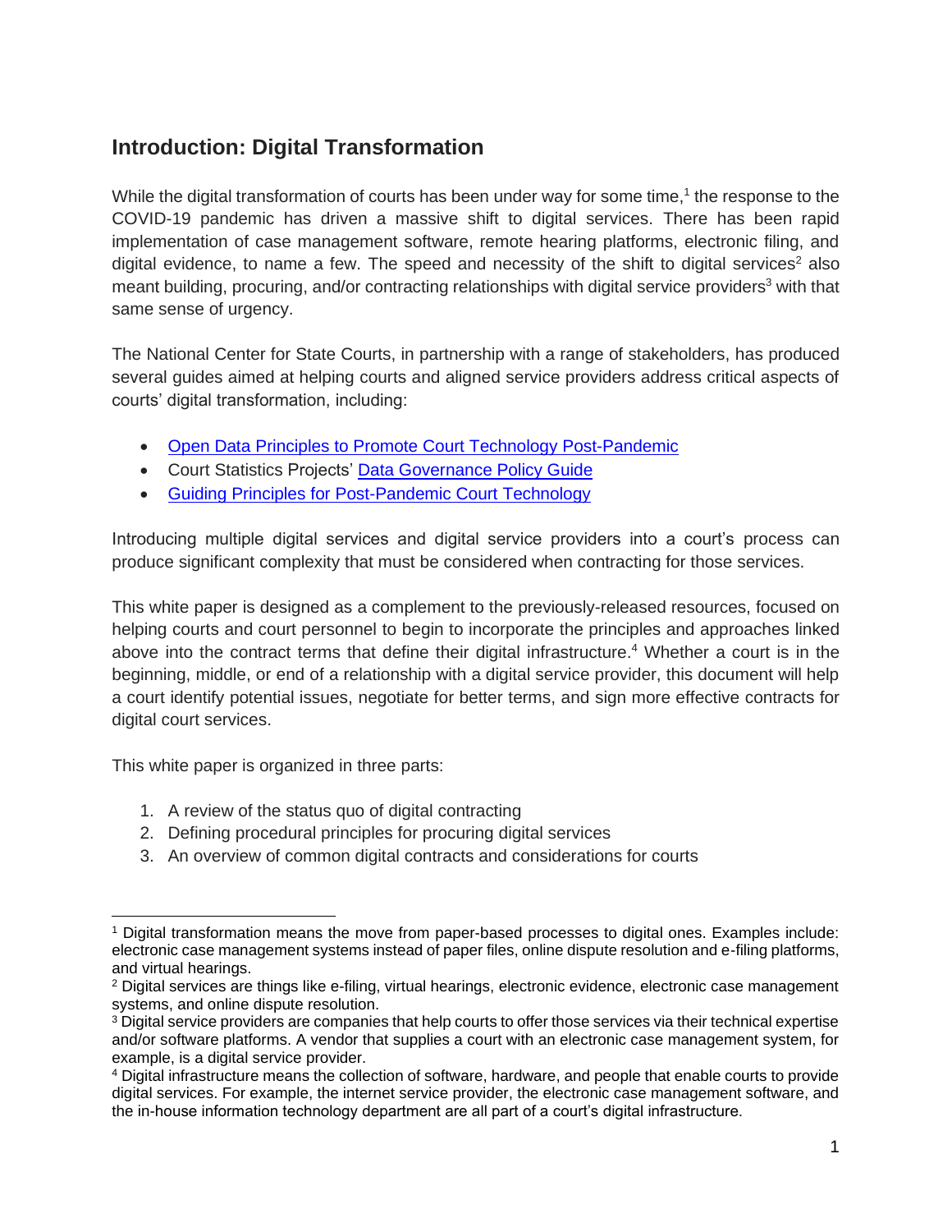## Introduction: Digital Transformation

While the digital transformation of courts has been under way for some time,[1] the response to the COVID-19 pandemic has driven a massive shift to digital services. There has been rapid implementation of case management software, remote hearing platforms, electronic filing, and digital evidence, to name a few. The speed and necessity of the shift to digital services[2] also meant building, procuring, and/or contracting relationships with digital service providers[3] with that same sense of urgency.

The National Center for State Courts, in partnership with a range of stakeholders, has produced several guides aimed at helping courts and aligned service providers address critical aspects of courts' digital transformation, including:

- Open Data Principles to Promote Court Technology Post-Pandemic
- Court Statistics Projects' Data Governance Policy Guide
- Guiding Principles for Post-Pandemic Court Technology

Introducing multiple digital services and digital service providers into a court's process can produce significant complexity that must be considered when contracting for those services.

This white paper is designed as a complement to the previously-released resources, focused on helping courts and court personnel to begin to incorporate the principles and approaches linked above into the contract terms that define their digital infrastructure.[4] Whether a court is in the beginning, middle, or end of a relationship with a digital service provider, this document will help a court identify potential issues, negotiate for better terms, and sign more effective contracts for digital court services.

This white paper is organized in three parts:

1. A review of the status quo of digital contracting
2. Defining procedural principles for procuring digital services
3. An overview of common digital contracts and considerations for courts

---

[1] Digital transformation means the move from paper-based processes to digital ones. Examples include: electronic case management systems instead of paper files, online dispute resolution and e-filing platforms, and virtual hearings.

[2] Digital services are things like e-filing, virtual hearings, electronic evidence, electronic case management systems, and online dispute resolution.

[3] Digital service providers are companies that help courts to offer those services via their technical expertise and/or software platforms. A vendor that supplies a court with an electronic case management system, for example, is a digital service provider.

[4] Digital infrastructure means the collection of software, hardware, and people that enable courts to provide digital services. For example, the internet service provider, the electronic case management software, and the in-house information technology department are all part of a court's digital infrastructure.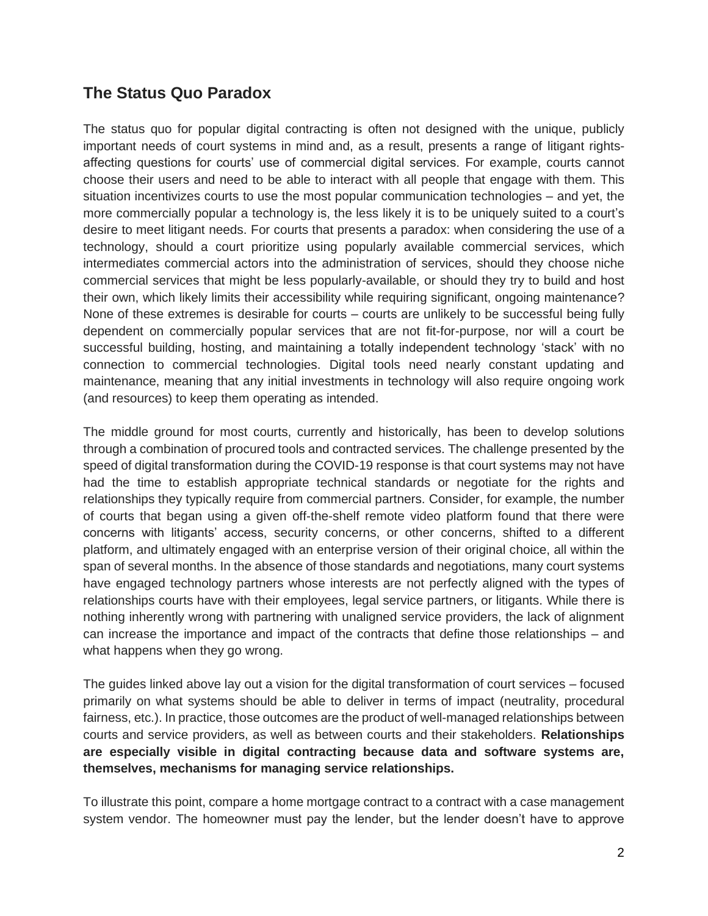## The Status Quo Paradox

The status quo for popular digital contracting is often not designed with the unique, publicly important needs of court systems in mind and, as a result, presents a range of litigant rights-affecting questions for courts' use of commercial digital services. For example, courts cannot choose their users and need to be able to interact with all people that engage with them. This situation incentivizes courts to use the most popular communication technologies – and yet, the more commercially popular a technology is, the less likely it is to be uniquely suited to a court's desire to meet litigant needs. For courts that presents a paradox: when considering the use of a technology, should a court prioritize using popularly available commercial services, which intermediates commercial actors into the administration of services, should they choose niche commercial services that might be less popularly-available, or should they try to build and host their own, which likely limits their accessibility while requiring significant, ongoing maintenance? None of these extremes is desirable for courts – courts are unlikely to be successful being fully dependent on commercially popular services that are not fit-for-purpose, nor will a court be successful building, hosting, and maintaining a totally independent technology 'stack' with no connection to commercial technologies. Digital tools need nearly constant updating and maintenance, meaning that any initial investments in technology will also require ongoing work (and resources) to keep them operating as intended.

The middle ground for most courts, currently and historically, has been to develop solutions through a combination of procured tools and contracted services. The challenge presented by the speed of digital transformation during the COVID-19 response is that court systems may not have had the time to establish appropriate technical standards or negotiate for the rights and relationships they typically require from commercial partners. Consider, for example, the number of courts that began using a given off-the-shelf remote video platform found that there were concerns with litigants' access, security concerns, or other concerns, shifted to a different platform, and ultimately engaged with an enterprise version of their original choice, all within the span of several months. In the absence of those standards and negotiations, many court systems have engaged technology partners whose interests are not perfectly aligned with the types of relationships courts have with their employees, legal service partners, or litigants. While there is nothing inherently wrong with partnering with unaligned service providers, the lack of alignment can increase the importance and impact of the contracts that define those relationships – and what happens when they go wrong.

The guides linked above lay out a vision for the digital transformation of court services – focused primarily on what systems should be able to deliver in terms of impact (neutrality, procedural fairness, etc.). In practice, those outcomes are the product of well-managed relationships between courts and service providers, as well as between courts and their stakeholders. **Relationships are especially visible in digital contracting because data and software systems are, themselves, mechanisms for managing service relationships.**

To illustrate this point, compare a home mortgage contract to a contract with a case management system vendor. The homeowner must pay the lender, but the lender doesn't have to approve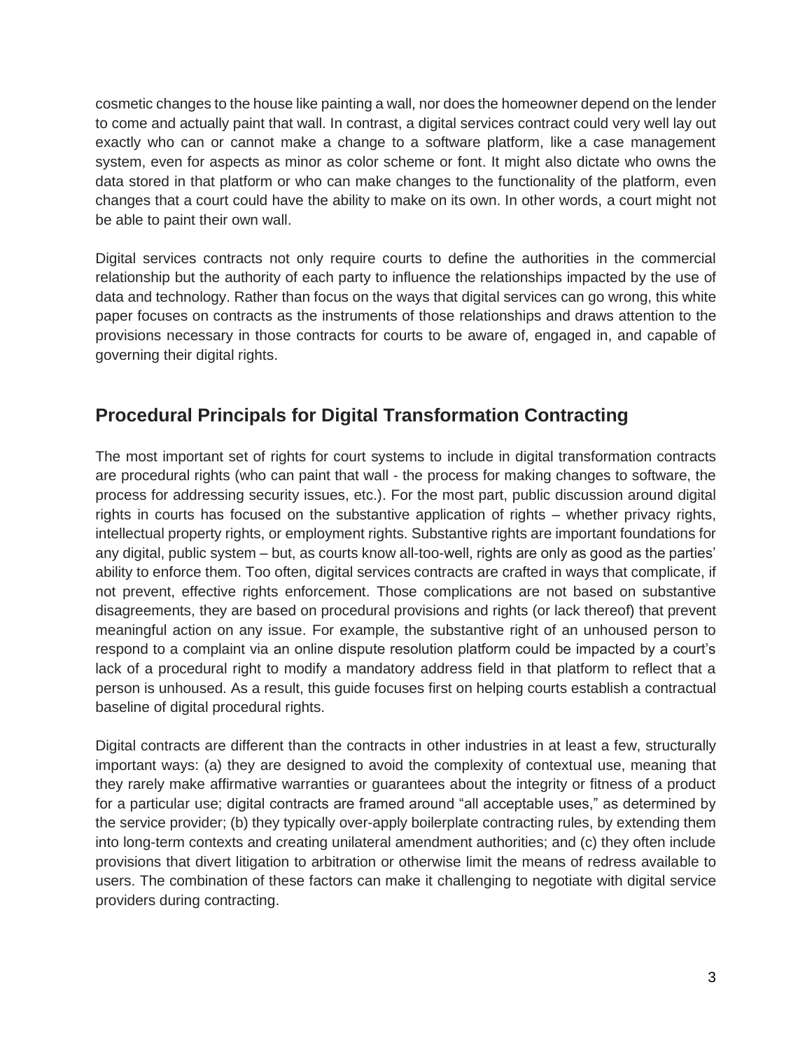cosmetic changes to the house like painting a wall, nor does the homeowner depend on the lender to come and actually paint that wall. In contrast, a digital services contract could very well lay out exactly who can or cannot make a change to a software platform, like a case management system, even for aspects as minor as color scheme or font. It might also dictate who owns the data stored in that platform or who can make changes to the functionality of the platform, even changes that a court could have the ability to make on its own. In other words, a court might not be able to paint their own wall.

Digital services contracts not only require courts to define the authorities in the commercial relationship but the authority of each party to influence the relationships impacted by the use of data and technology. Rather than focus on the ways that digital services can go wrong, this white paper focuses on contracts as the instruments of those relationships and draws attention to the provisions necessary in those contracts for courts to be aware of, engaged in, and capable of governing their digital rights.

## Procedural Principals for Digital Transformation Contracting

The most important set of rights for court systems to include in digital transformation contracts are procedural rights (who can paint that wall - the process for making changes to software, the process for addressing security issues, etc.). For the most part, public discussion around digital rights in courts has focused on the substantive application of rights – whether privacy rights, intellectual property rights, or employment rights. Substantive rights are important foundations for any digital, public system – but, as courts know all-too-well, rights are only as good as the parties' ability to enforce them. Too often, digital services contracts are crafted in ways that complicate, if not prevent, effective rights enforcement. Those complications are not based on substantive disagreements, they are based on procedural provisions and rights (or lack thereof) that prevent meaningful action on any issue. For example, the substantive right of an unhoused person to respond to a complaint via an online dispute resolution platform could be impacted by a court's lack of a procedural right to modify a mandatory address field in that platform to reflect that a person is unhoused. As a result, this guide focuses first on helping courts establish a contractual baseline of digital procedural rights.

Digital contracts are different than the contracts in other industries in at least a few, structurally important ways: (a) they are designed to avoid the complexity of contextual use, meaning that they rarely make affirmative warranties or guarantees about the integrity or fitness of a product for a particular use; digital contracts are framed around "all acceptable uses," as determined by the service provider; (b) they typically over-apply boilerplate contracting rules, by extending them into long-term contexts and creating unilateral amendment authorities; and (c) they often include provisions that divert litigation to arbitration or otherwise limit the means of redress available to users. The combination of these factors can make it challenging to negotiate with digital service providers during contracting.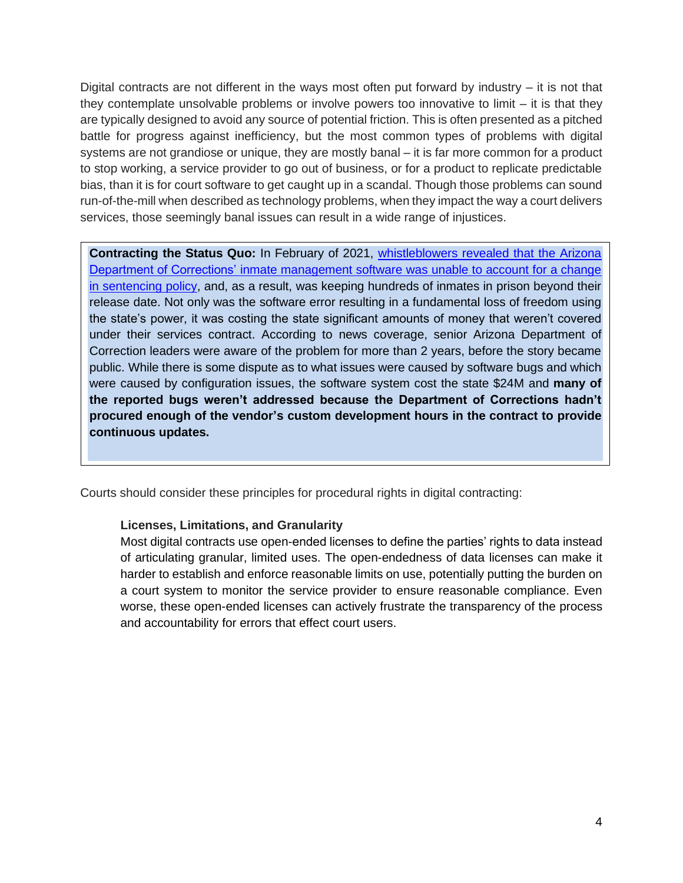Digital contracts are not different in the ways most often put forward by industry – it is not that they contemplate unsolvable problems or involve powers too innovative to limit – it is that they are typically designed to avoid any source of potential friction. This is often presented as a pitched battle for progress against inefficiency, but the most common types of problems with digital systems are not grandiose or unique, they are mostly banal – it is far more common for a product to stop working, a service provider to go out of business, or for a product to replicate predictable bias, than it is for court software to get caught up in a scandal. Though those problems can sound run-of-the-mill when described as technology problems, when they impact the way a court delivers services, those seemingly banal issues can result in a wide range of injustices.

> **Contracting the Status Quo:** In February of 2021, [whistleblowers revealed that the Arizona Department of Corrections' inmate management software was unable to account for a change in sentencing policy](), and, as a result, was keeping hundreds of inmates in prison beyond their release date. Not only was the software error resulting in a fundamental loss of freedom using the state's power, it was costing the state significant amounts of money that weren't covered under their services contract. According to news coverage, senior Arizona Department of Correction leaders were aware of the problem for more than 2 years, before the story became public. While there is some dispute as to what issues were caused by software bugs and which were caused by configuration issues, the software system cost the state $24M and **many of the reported bugs weren't addressed because the Department of Corrections hadn't procured enough of the vendor's custom development hours in the contract to provide continuous updates.**

Courts should consider these principles for procedural rights in digital contracting:

**Licenses, Limitations, and Granularity**

Most digital contracts use open-ended licenses to define the parties' rights to data instead of articulating granular, limited uses. The open-endedness of data licenses can make it harder to establish and enforce reasonable limits on use, potentially putting the burden on a court system to monitor the service provider to ensure reasonable compliance. Even worse, these open-ended licenses can actively frustrate the transparency of the process and accountability for errors that effect court users.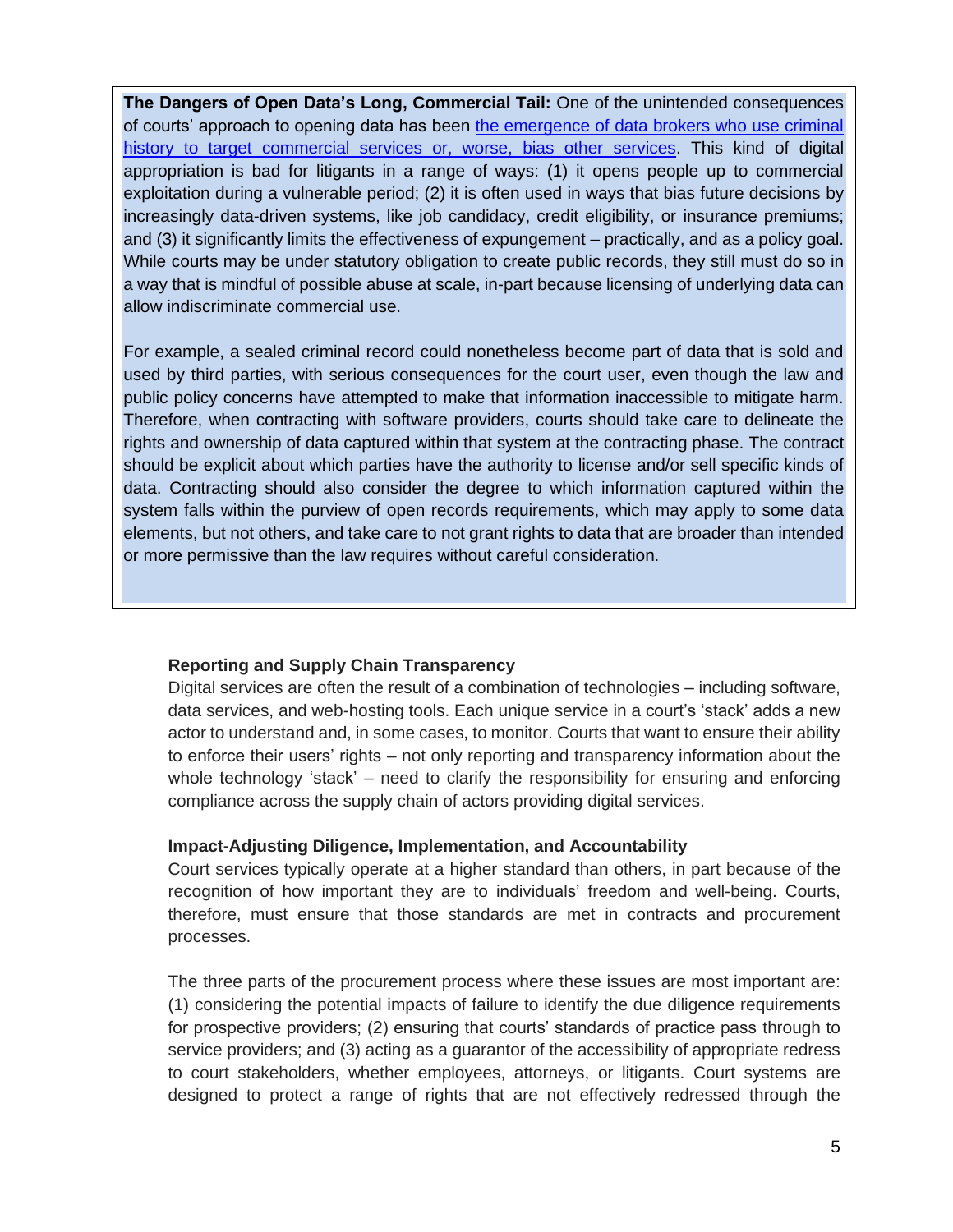**The Dangers of Open Data's Long, Commercial Tail:** One of the unintended consequences of courts' approach to opening data has been [the emergence of data brokers who use criminal history to target commercial services or, worse, bias other services](). This kind of digital appropriation is bad for litigants in a range of ways: (1) it opens people up to commercial exploitation during a vulnerable period; (2) it is often used in ways that bias future decisions by increasingly data-driven systems, like job candidacy, credit eligibility, or insurance premiums; and (3) it significantly limits the effectiveness of expungement – practically, and as a policy goal. While courts may be under statutory obligation to create public records, they still must do so in a way that is mindful of possible abuse at scale, in-part because licensing of underlying data can allow indiscriminate commercial use.

For example, a sealed criminal record could nonetheless become part of data that is sold and used by third parties, with serious consequences for the court user, even though the law and public policy concerns have attempted to make that information inaccessible to mitigate harm. Therefore, when contracting with software providers, courts should take care to delineate the rights and ownership of data captured within that system at the contracting phase. The contract should be explicit about which parties have the authority to license and/or sell specific kinds of data. Contracting should also consider the degree to which information captured within the system falls within the purview of open records requirements, which may apply to some data elements, but not others, and take care to not grant rights to data that are broader than intended or more permissive than the law requires without careful consideration.

### Reporting and Supply Chain Transparency

Digital services are often the result of a combination of technologies – including software, data services, and web-hosting tools. Each unique service in a court's 'stack' adds a new actor to understand and, in some cases, to monitor. Courts that want to ensure their ability to enforce their users' rights – not only reporting and transparency information about the whole technology 'stack' – need to clarify the responsibility for ensuring and enforcing compliance across the supply chain of actors providing digital services.

### Impact-Adjusting Diligence, Implementation, and Accountability

Court services typically operate at a higher standard than others, in part because of the recognition of how important they are to individuals' freedom and well-being. Courts, therefore, must ensure that those standards are met in contracts and procurement processes.

The three parts of the procurement process where these issues are most important are: (1) considering the potential impacts of failure to identify the due diligence requirements for prospective providers; (2) ensuring that courts' standards of practice pass through to service providers; and (3) acting as a guarantor of the accessibility of appropriate redress to court stakeholders, whether employees, attorneys, or litigants. Court systems are designed to protect a range of rights that are not effectively redressed through the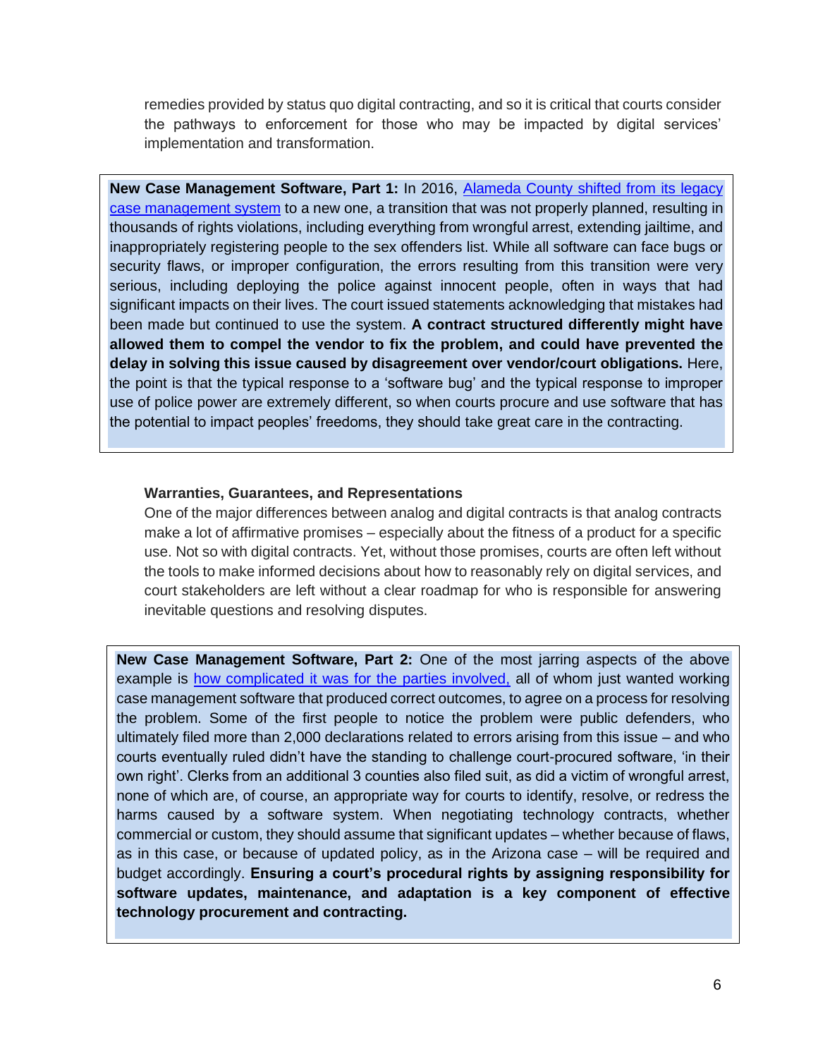remedies provided by status quo digital contracting, and so it is critical that courts consider the pathways to enforcement for those who may be impacted by digital services' implementation and transformation.

> **New Case Management Software, Part 1:** In 2016, [Alameda County shifted from its legacy case management system]() to a new one, a transition that was not properly planned, resulting in thousands of rights violations, including everything from wrongful arrest, extending jailtime, and inappropriately registering people to the sex offenders list. While all software can face bugs or security flaws, or improper configuration, the errors resulting from this transition were very serious, including deploying the police against innocent people, often in ways that had significant impacts on their lives. The court issued statements acknowledging that mistakes had been made but continued to use the system. **A contract structured differently might have allowed them to compel the vendor to fix the problem, and could have prevented the delay in solving this issue caused by disagreement over vendor/court obligations.** Here, the point is that the typical response to a 'software bug' and the typical response to improper use of police power are extremely different, so when courts procure and use software that has the potential to impact peoples' freedoms, they should take great care in the contracting.

**Warranties, Guarantees, and Representations**

One of the major differences between analog and digital contracts is that analog contracts make a lot of affirmative promises – especially about the fitness of a product for a specific use. Not so with digital contracts. Yet, without those promises, courts are often left without the tools to make informed decisions about how to reasonably rely on digital services, and court stakeholders are left without a clear roadmap for who is responsible for answering inevitable questions and resolving disputes.

> **New Case Management Software, Part 2:** One of the most jarring aspects of the above example is [how complicated it was for the parties involved,]() all of whom just wanted working case management software that produced correct outcomes, to agree on a process for resolving the problem. Some of the first people to notice the problem were public defenders, who ultimately filed more than 2,000 declarations related to errors arising from this issue – and who courts eventually ruled didn't have the standing to challenge court-procured software, 'in their own right'. Clerks from an additional 3 counties also filed suit, as did a victim of wrongful arrest, none of which are, of course, an appropriate way for courts to identify, resolve, or redress the harms caused by a software system. When negotiating technology contracts, whether commercial or custom, they should assume that significant updates – whether because of flaws, as in this case, or because of updated policy, as in the Arizona case – will be required and budget accordingly. **Ensuring a court's procedural rights by assigning responsibility for software updates, maintenance, and adaptation is a key component of effective technology procurement and contracting.**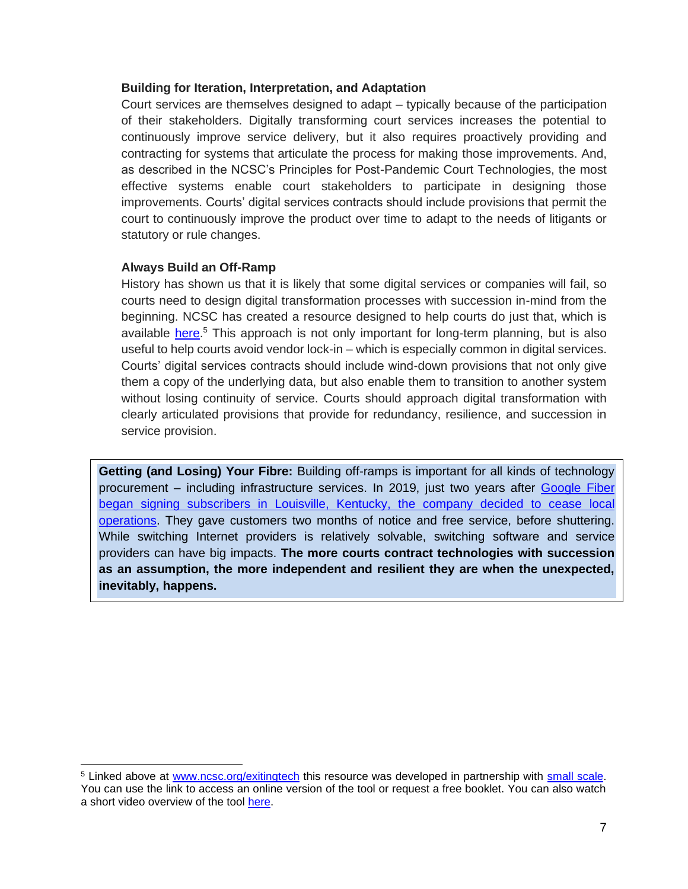### Building for Iteration, Interpretation, and Adaptation

Court services are themselves designed to adapt – typically because of the participation of their stakeholders. Digitally transforming court services increases the potential to continuously improve service delivery, but it also requires proactively providing and contracting for systems that articulate the process for making those improvements. And, as described in the NCSC's Principles for Post-Pandemic Court Technologies, the most effective systems enable court stakeholders to participate in designing those improvements. Courts' digital services contracts should include provisions that permit the court to continuously improve the product over time to adapt to the needs of litigants or statutory or rule changes.

### Always Build an Off-Ramp

History has shown us that it is likely that some digital services or companies will fail, so courts need to design digital transformation processes with succession in-mind from the beginning. NCSC has created a resource designed to help courts do just that, which is available here.[5] This approach is not only important for long-term planning, but is also useful to help courts avoid vendor lock-in – which is especially common in digital services. Courts' digital services contracts should include wind-down provisions that not only give them a copy of the underlying data, but also enable them to transition to another system without losing continuity of service. Courts should approach digital transformation with clearly articulated provisions that provide for redundancy, resilience, and succession in service provision.

> **Getting (and Losing) Your Fibre:** Building off-ramps is important for all kinds of technology procurement – including infrastructure services. In 2019, just two years after Google Fiber began signing subscribers in Louisville, Kentucky, the company decided to cease local operations. They gave customers two months of notice and free service, before shuttering. While switching Internet providers is relatively solvable, switching software and service providers can have big impacts. **The more courts contract technologies with succession as an assumption, the more independent and resilient they are when the unexpected, inevitably, happens.**

---

[5] Linked above at www.ncsc.org/exitingtech this resource was developed in partnership with small scale. You can use the link to access an online version of the tool or request a free booklet. You can also watch a short video overview of the tool here.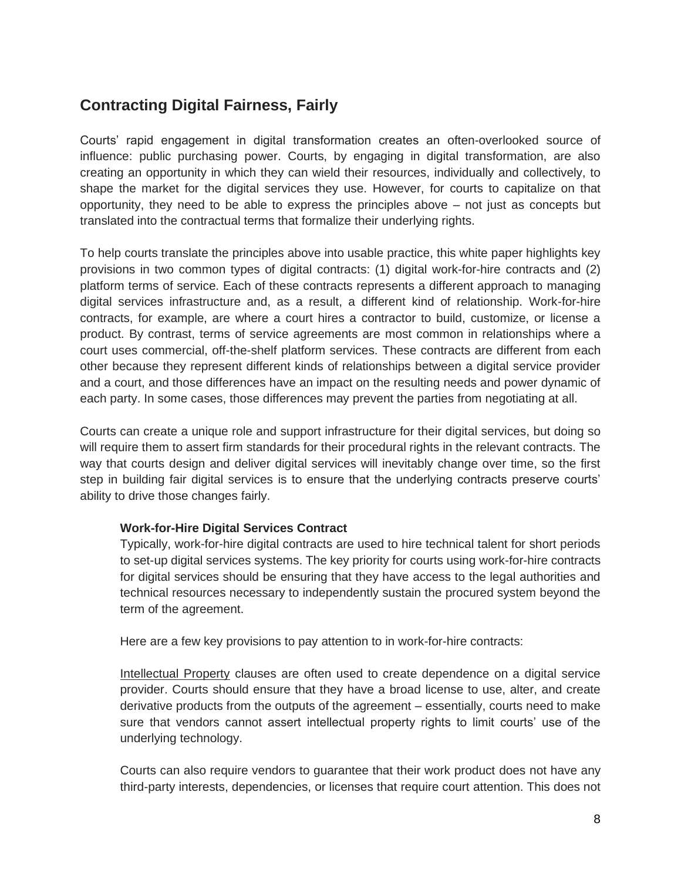## Contracting Digital Fairness, Fairly

Courts' rapid engagement in digital transformation creates an often-overlooked source of influence: public purchasing power. Courts, by engaging in digital transformation, are also creating an opportunity in which they can wield their resources, individually and collectively, to shape the market for the digital services they use. However, for courts to capitalize on that opportunity, they need to be able to express the principles above – not just as concepts but translated into the contractual terms that formalize their underlying rights.

To help courts translate the principles above into usable practice, this white paper highlights key provisions in two common types of digital contracts: (1) digital work-for-hire contracts and (2) platform terms of service. Each of these contracts represents a different approach to managing digital services infrastructure and, as a result, a different kind of relationship. Work-for-hire contracts, for example, are where a court hires a contractor to build, customize, or license a product. By contrast, terms of service agreements are most common in relationships where a court uses commercial, off-the-shelf platform services. These contracts are different from each other because they represent different kinds of relationships between a digital service provider and a court, and those differences have an impact on the resulting needs and power dynamic of each party. In some cases, those differences may prevent the parties from negotiating at all.

Courts can create a unique role and support infrastructure for their digital services, but doing so will require them to assert firm standards for their procedural rights in the relevant contracts. The way that courts design and deliver digital services will inevitably change over time, so the first step in building fair digital services is to ensure that the underlying contracts preserve courts' ability to drive those changes fairly.

### Work-for-Hire Digital Services Contract

Typically, work-for-hire digital contracts are used to hire technical talent for short periods to set-up digital services systems. The key priority for courts using work-for-hire contracts for digital services should be ensuring that they have access to the legal authorities and technical resources necessary to independently sustain the procured system beyond the term of the agreement.

Here are a few key provisions to pay attention to in work-for-hire contracts:

<u>Intellectual Property</u> clauses are often used to create dependence on a digital service provider. Courts should ensure that they have a broad license to use, alter, and create derivative products from the outputs of the agreement – essentially, courts need to make sure that vendors cannot assert intellectual property rights to limit courts' use of the underlying technology.

Courts can also require vendors to guarantee that their work product does not have any third-party interests, dependencies, or licenses that require court attention. This does not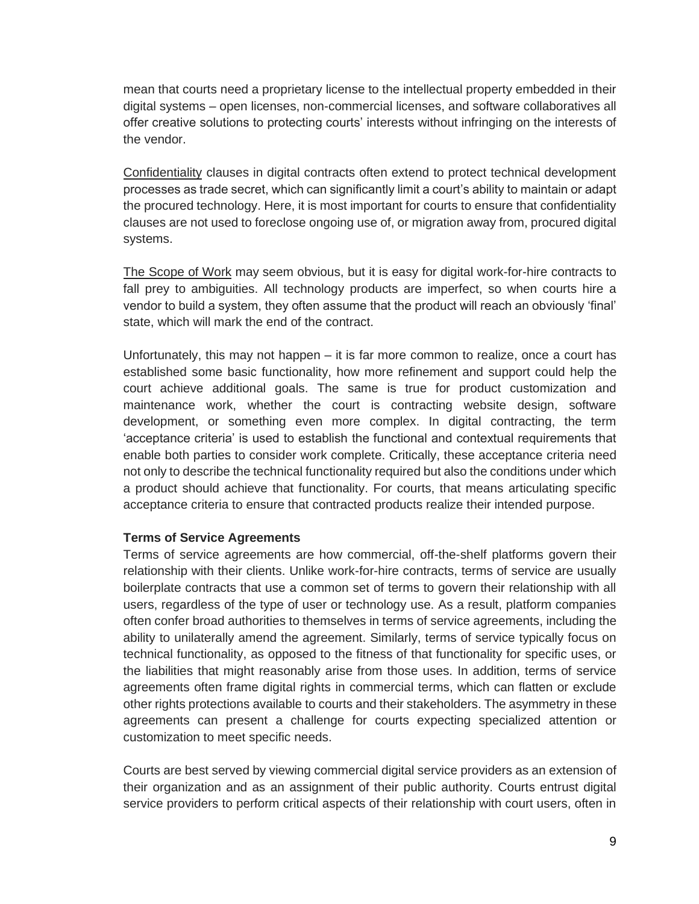mean that courts need a proprietary license to the intellectual property embedded in their digital systems – open licenses, non-commercial licenses, and software collaboratives all offer creative solutions to protecting courts' interests without infringing on the interests of the vendor.

<u>Confidentiality</u> clauses in digital contracts often extend to protect technical development processes as trade secret, which can significantly limit a court's ability to maintain or adapt the procured technology. Here, it is most important for courts to ensure that confidentiality clauses are not used to foreclose ongoing use of, or migration away from, procured digital systems.

<u>The Scope of Work</u> may seem obvious, but it is easy for digital work-for-hire contracts to fall prey to ambiguities. All technology products are imperfect, so when courts hire a vendor to build a system, they often assume that the product will reach an obviously 'final' state, which will mark the end of the contract.

Unfortunately, this may not happen – it is far more common to realize, once a court has established some basic functionality, how more refinement and support could help the court achieve additional goals. The same is true for product customization and maintenance work, whether the court is contracting website design, software development, or something even more complex. In digital contracting, the term 'acceptance criteria' is used to establish the functional and contextual requirements that enable both parties to consider work complete. Critically, these acceptance criteria need not only to describe the technical functionality required but also the conditions under which a product should achieve that functionality. For courts, that means articulating specific acceptance criteria to ensure that contracted products realize their intended purpose.

**Terms of Service Agreements**

Terms of service agreements are how commercial, off-the-shelf platforms govern their relationship with their clients. Unlike work-for-hire contracts, terms of service are usually boilerplate contracts that use a common set of terms to govern their relationship with all users, regardless of the type of user or technology use. As a result, platform companies often confer broad authorities to themselves in terms of service agreements, including the ability to unilaterally amend the agreement. Similarly, terms of service typically focus on technical functionality, as opposed to the fitness of that functionality for specific uses, or the liabilities that might reasonably arise from those uses. In addition, terms of service agreements often frame digital rights in commercial terms, which can flatten or exclude other rights protections available to courts and their stakeholders. The asymmetry in these agreements can present a challenge for courts expecting specialized attention or customization to meet specific needs.

Courts are best served by viewing commercial digital service providers as an extension of their organization and as an assignment of their public authority. Courts entrust digital service providers to perform critical aspects of their relationship with court users, often in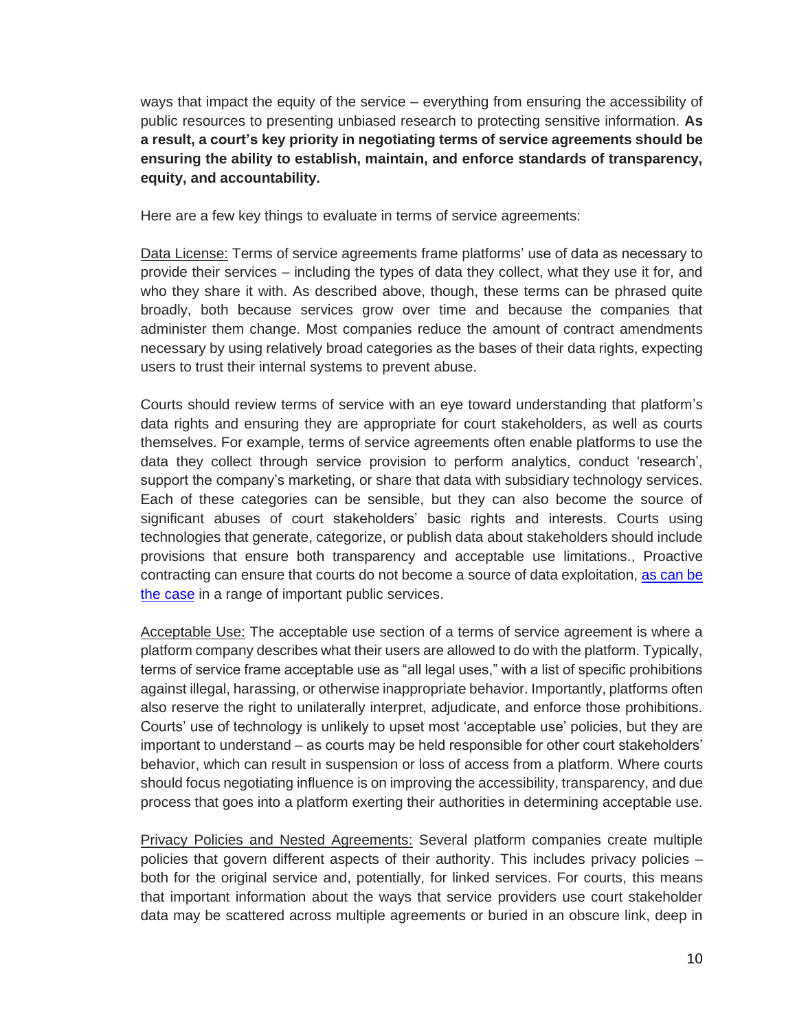ways that impact the equity of the service – everything from ensuring the accessibility of public resources to presenting unbiased research to protecting sensitive information. **As a result, a court's key priority in negotiating terms of service agreements should be ensuring the ability to establish, maintain, and enforce standards of transparency, equity, and accountability.**

Here are a few key things to evaluate in terms of service agreements:

Data License: Terms of service agreements frame platforms' use of data as necessary to provide their services – including the types of data they collect, what they use it for, and who they share it with. As described above, though, these terms can be phrased quite broadly, both because services grow over time and because the companies that administer them change. Most companies reduce the amount of contract amendments necessary by using relatively broad categories as the bases of their data rights, expecting users to trust their internal systems to prevent abuse.

Courts should review terms of service with an eye toward understanding that platform's data rights and ensuring they are appropriate for court stakeholders, as well as courts themselves. For example, terms of service agreements often enable platforms to use the data they collect through service provision to perform analytics, conduct 'research', support the company's marketing, or share that data with subsidiary technology services. Each of these categories can be sensible, but they can also become the source of significant abuses of court stakeholders' basic rights and interests. Courts using technologies that generate, categorize, or publish data about stakeholders should include provisions that ensure both transparency and acceptable use limitations., Proactive contracting can ensure that courts do not become a source of data exploitation, [as can be the case] in a range of important public services.

Acceptable Use: The acceptable use section of a terms of service agreement is where a platform company describes what their users are allowed to do with the platform. Typically, terms of service frame acceptable use as "all legal uses," with a list of specific prohibitions against illegal, harassing, or otherwise inappropriate behavior. Importantly, platforms often also reserve the right to unilaterally interpret, adjudicate, and enforce those prohibitions. Courts' use of technology is unlikely to upset most 'acceptable use' policies, but they are important to understand – as courts may be held responsible for other court stakeholders' behavior, which can result in suspension or loss of access from a platform. Where courts should focus negotiating influence is on improving the accessibility, transparency, and due process that goes into a platform exerting their authorities in determining acceptable use.

Privacy Policies and Nested Agreements: Several platform companies create multiple policies that govern different aspects of their authority. This includes privacy policies – both for the original service and, potentially, for linked services. For courts, this means that important information about the ways that service providers use court stakeholder data may be scattered across multiple agreements or buried in an obscure link, deep in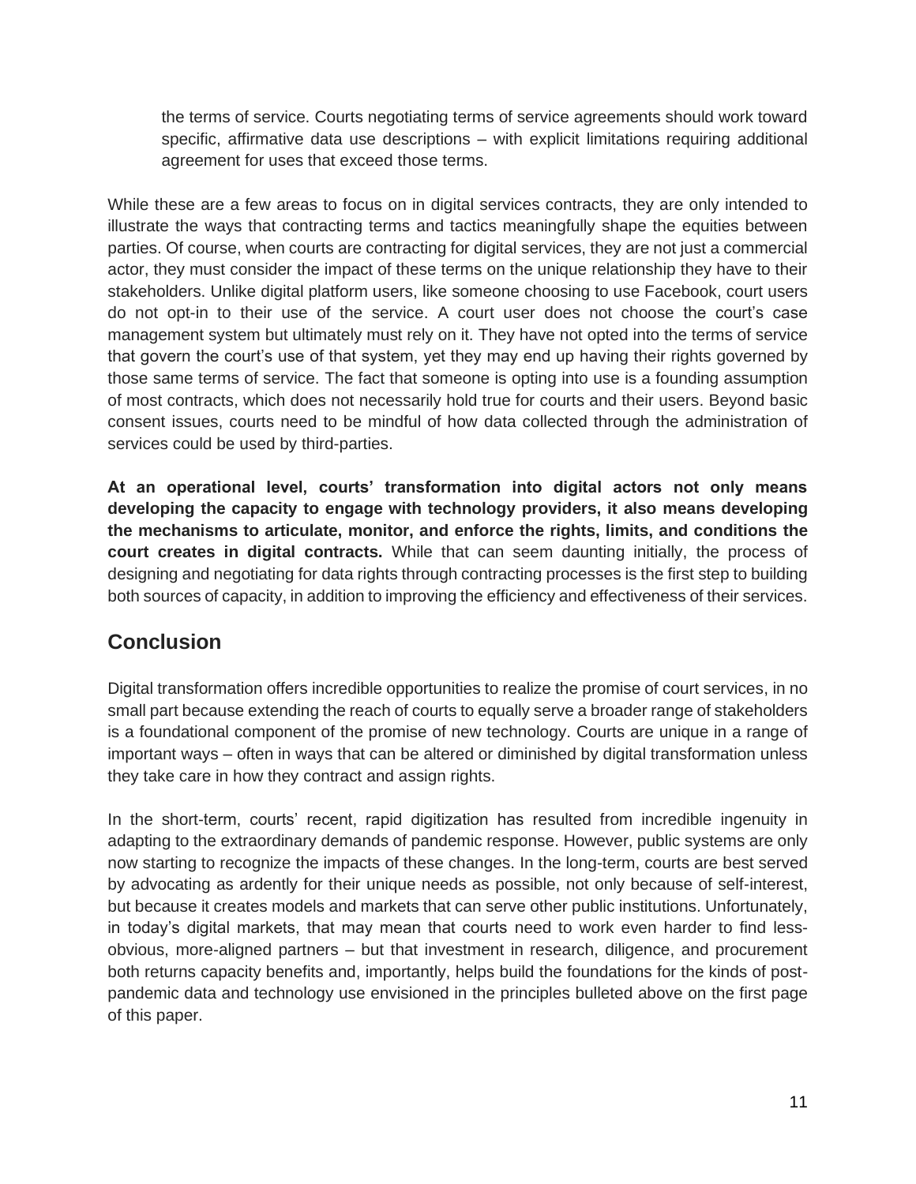the terms of service. Courts negotiating terms of service agreements should work toward specific, affirmative data use descriptions – with explicit limitations requiring additional agreement for uses that exceed those terms.

While these are a few areas to focus on in digital services contracts, they are only intended to illustrate the ways that contracting terms and tactics meaningfully shape the equities between parties. Of course, when courts are contracting for digital services, they are not just a commercial actor, they must consider the impact of these terms on the unique relationship they have to their stakeholders. Unlike digital platform users, like someone choosing to use Facebook, court users do not opt-in to their use of the service. A court user does not choose the court's case management system but ultimately must rely on it. They have not opted into the terms of service that govern the court's use of that system, yet they may end up having their rights governed by those same terms of service. The fact that someone is opting into use is a founding assumption of most contracts, which does not necessarily hold true for courts and their users. Beyond basic consent issues, courts need to be mindful of how data collected through the administration of services could be used by third-parties.

**At an operational level, courts' transformation into digital actors not only means developing the capacity to engage with technology providers, it also means developing the mechanisms to articulate, monitor, and enforce the rights, limits, and conditions the court creates in digital contracts.** While that can seem daunting initially, the process of designing and negotiating for data rights through contracting processes is the first step to building both sources of capacity, in addition to improving the efficiency and effectiveness of their services.

## Conclusion

Digital transformation offers incredible opportunities to realize the promise of court services, in no small part because extending the reach of courts to equally serve a broader range of stakeholders is a foundational component of the promise of new technology. Courts are unique in a range of important ways – often in ways that can be altered or diminished by digital transformation unless they take care in how they contract and assign rights.

In the short-term, courts' recent, rapid digitization has resulted from incredible ingenuity in adapting to the extraordinary demands of pandemic response. However, public systems are only now starting to recognize the impacts of these changes. In the long-term, courts are best served by advocating as ardently for their unique needs as possible, not only because of self-interest, but because it creates models and markets that can serve other public institutions. Unfortunately, in today's digital markets, that may mean that courts need to work even harder to find less-obvious, more-aligned partners – but that investment in research, diligence, and procurement both returns capacity benefits and, importantly, helps build the foundations for the kinds of post-pandemic data and technology use envisioned in the principles bulleted above on the first page of this paper.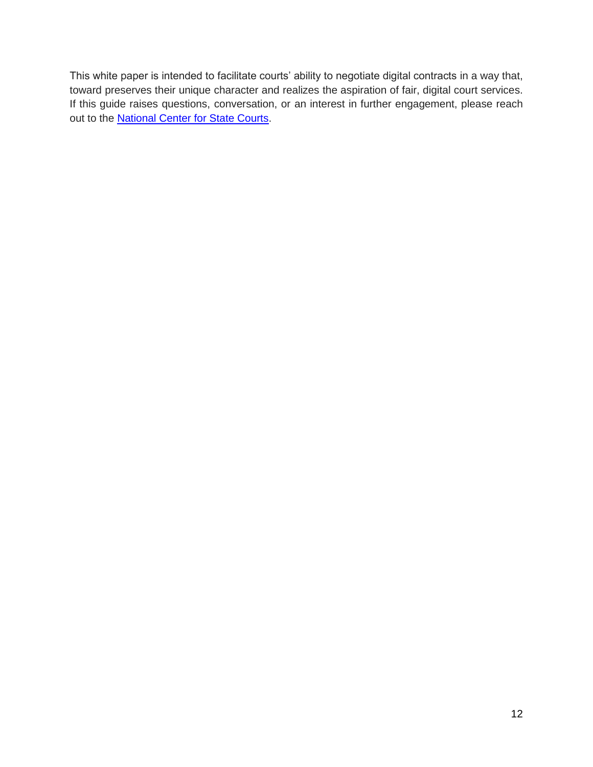This white paper is intended to facilitate courts' ability to negotiate digital contracts in a way that, toward preserves their unique character and realizes the aspiration of fair, digital court services. If this guide raises questions, conversation, or an interest in further engagement, please reach out to the National Center for State Courts.